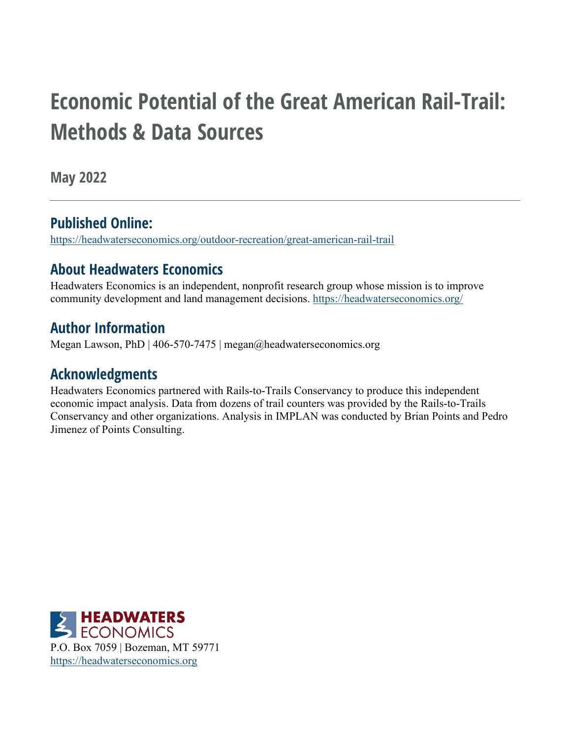# Economic Potential of the Great American Rail-Trail: Methods & Data Sources

**May 2022**

---

## Published Online:

https://headwaterseconomics.org/outdoor-recreation/great-american-rail-trail

## About Headwaters Economics

Headwaters Economics is an independent, nonprofit research group whose mission is to improve community development and land management decisions. https://headwaterseconomics.org/

## Author Information

Megan Lawson, PhD | 406-570-7475 | megan@headwaterseconomics.org

## Acknowledgments

Headwaters Economics partnered with Rails-to-Trails Conservancy to produce this independent economic impact analysis. Data from dozens of trail counters was provided by the Rails-to-Trails Conservancy and other organizations. Analysis in IMPLAN was conducted by Brian Points and Pedro Jimenez of Points Consulting.

HEADWATERS ECONOMICS

P.O. Box 7059 | Bozeman, MT 59771

https://headwaterseconomics.org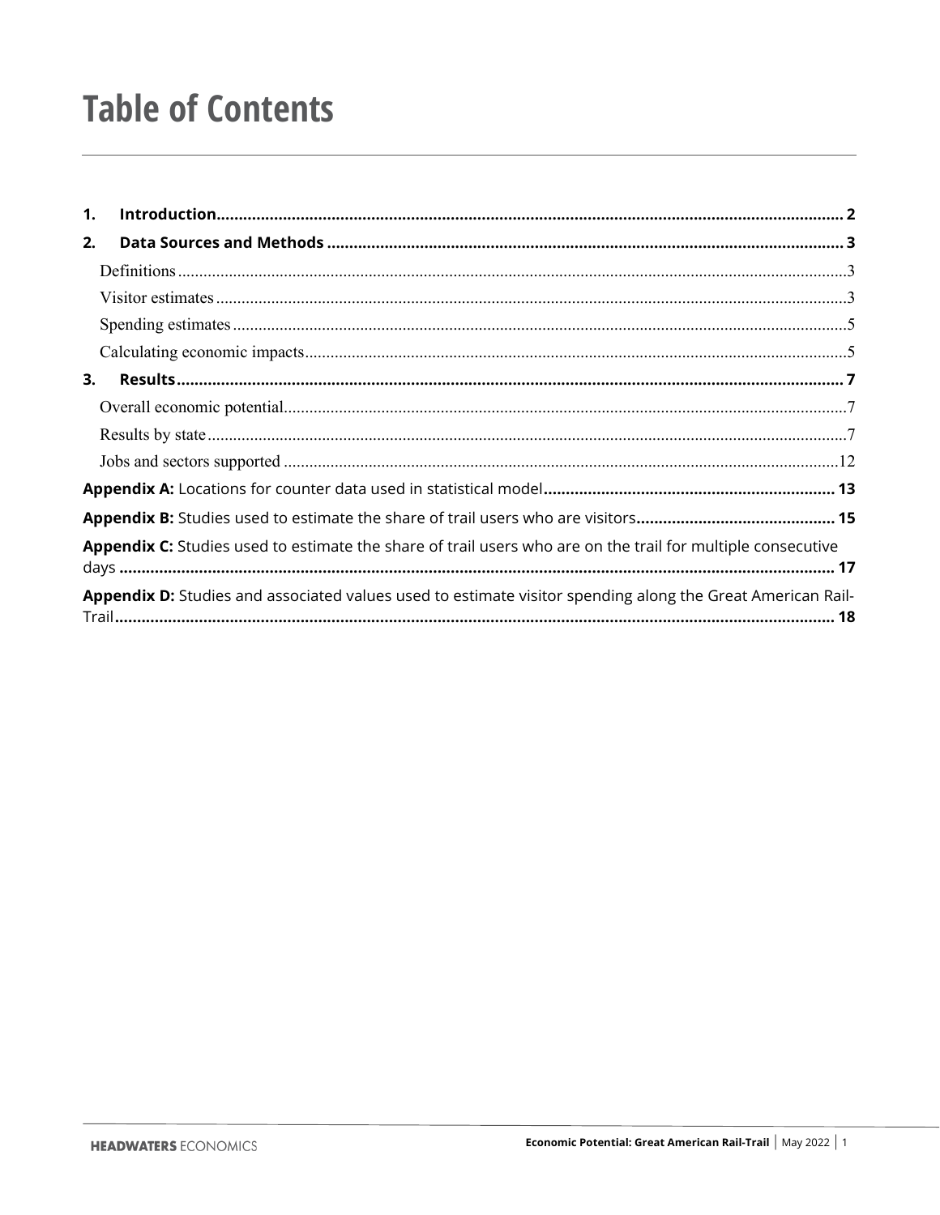# Table of Contents

**1. Introduction** ..... **2**

**2. Data Sources and Methods** ..... **3**

- Definitions ..... 3
- Visitor estimates ..... 3
- Spending estimates ..... 5
- Calculating economic impacts ..... 5

**3. Results** ..... **7**

- Overall economic potential ..... 7
- Results by state ..... 7
- Jobs and sectors supported ..... 12

**Appendix A:** Locations for counter data used in statistical model ..... **13**

**Appendix B:** Studies used to estimate the share of trail users who are visitors ..... **15**

**Appendix C:** Studies used to estimate the share of trail users who are on the trail for multiple consecutive days ..... **17**

**Appendix D:** Studies and associated values used to estimate visitor spending along the Great American Rail-Trail ..... **18**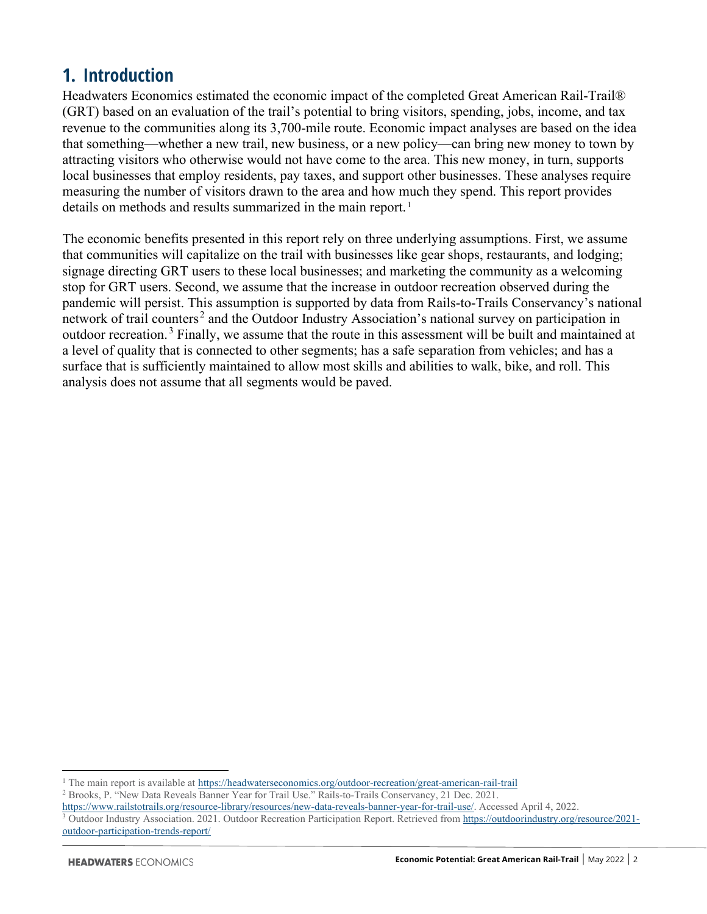# 1. Introduction

Headwaters Economics estimated the economic impact of the completed Great American Rail-Trail® (GRT) based on an evaluation of the trail's potential to bring visitors, spending, jobs, income, and tax revenue to the communities along its 3,700-mile route. Economic impact analyses are based on the idea that something—whether a new trail, new business, or a new policy—can bring new money to town by attracting visitors who otherwise would not have come to the area. This new money, in turn, supports local businesses that employ residents, pay taxes, and support other businesses. These analyses require measuring the number of visitors drawn to the area and how much they spend. This report provides details on methods and results summarized in the main report.[1]

The economic benefits presented in this report rely on three underlying assumptions. First, we assume that communities will capitalize on the trail with businesses like gear shops, restaurants, and lodging; signage directing GRT users to these local businesses; and marketing the community as a welcoming stop for GRT users. Second, we assume that the increase in outdoor recreation observed during the pandemic will persist. This assumption is supported by data from Rails-to-Trails Conservancy's national network of trail counters[2] and the Outdoor Industry Association's national survey on participation in outdoor recreation.[3] Finally, we assume that the route in this assessment will be built and maintained at a level of quality that is connected to other segments; has a safe separation from vehicles; and has a surface that is sufficiently maintained to allow most skills and abilities to walk, bike, and roll. This analysis does not assume that all segments would be paved.

---

[1] The main report is available at https://headwaterseconomics.org/outdoor-recreation/great-american-rail-trail

[2] Brooks, P. "New Data Reveals Banner Year for Trail Use." Rails-to-Trails Conservancy, 21 Dec. 2021. https://www.railstotrails.org/resource-library/resources/new-data-reveals-banner-year-for-trail-use/. Accessed April 4, 2022.

[3] Outdoor Industry Association. 2021. Outdoor Recreation Participation Report. Retrieved from https://outdoorindustry.org/resource/2021-outdoor-participation-trends-report/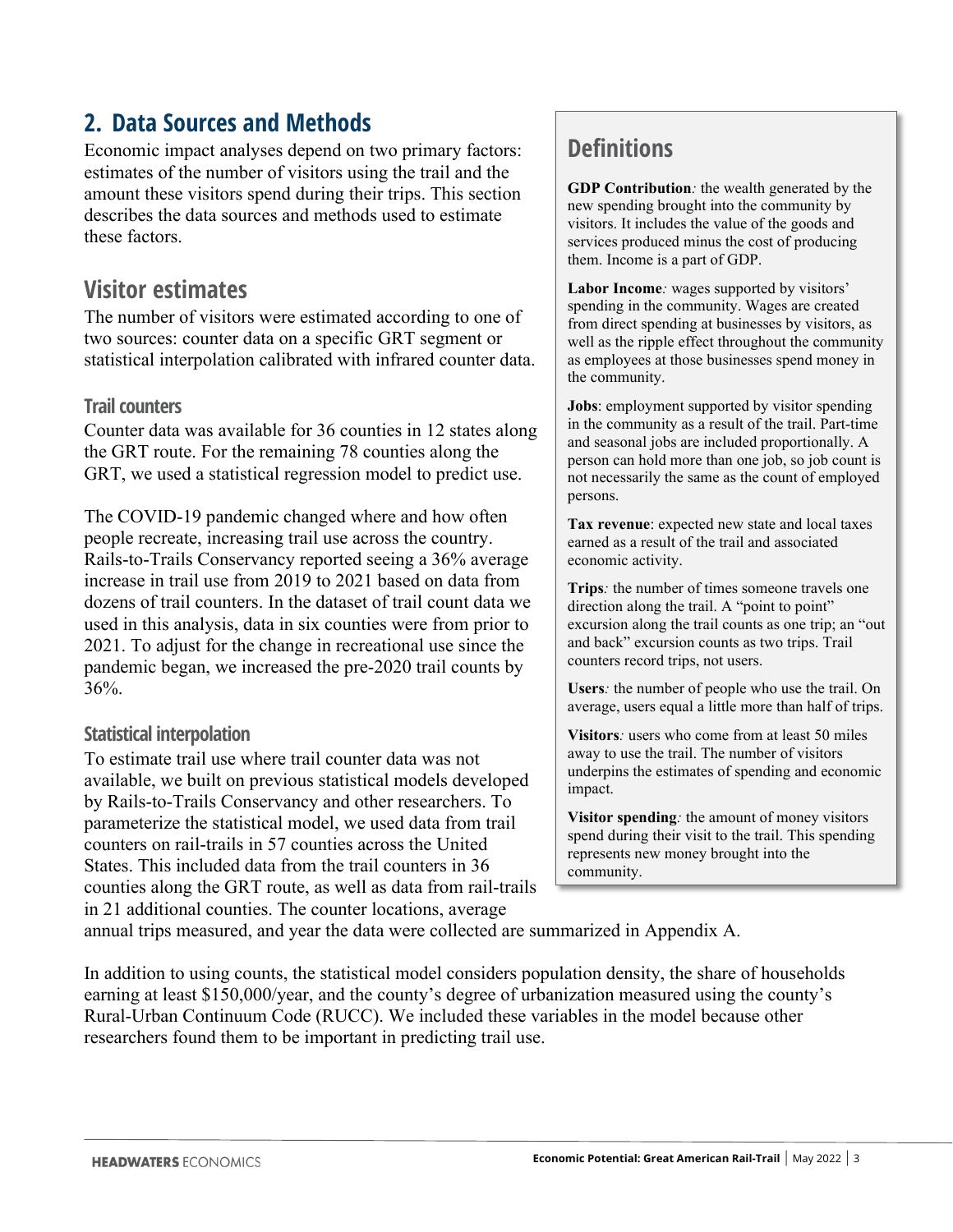## 2. Data Sources and Methods

Economic impact analyses depend on two primary factors: estimates of the number of visitors using the trail and the amount these visitors spend during their trips. This section describes the data sources and methods used to estimate these factors.

### Visitor estimates

The number of visitors were estimated according to one of two sources: counter data on a specific GRT segment or statistical interpolation calibrated with infrared counter data.

#### Trail counters

Counter data was available for 36 counties in 12 states along the GRT route. For the remaining 78 counties along the GRT, we used a statistical regression model to predict use.

The COVID-19 pandemic changed where and how often people recreate, increasing trail use across the country. Rails-to-Trails Conservancy reported seeing a 36% average increase in trail use from 2019 to 2021 based on data from dozens of trail counters. In the dataset of trail count data we used in this analysis, data in six counties were from prior to 2021. To adjust for the change in recreational use since the pandemic began, we increased the pre-2020 trail counts by 36%.

#### Statistical interpolation

To estimate trail use where trail counter data was not available, we built on previous statistical models developed by Rails-to-Trails Conservancy and other researchers. To parameterize the statistical model, we used data from trail counters on rail-trails in 57 counties across the United States. This included data from the trail counters in 36 counties along the GRT route, as well as data from rail-trails in 21 additional counties. The counter locations, average annual trips measured, and year the data were collected are summarized in Appendix A.

In addition to using counts, the statistical model considers population density, the share of households earning at least $150,000/year, and the county's degree of urbanization measured using the county's Rural-Urban Continuum Code (RUCC). We included these variables in the model because other researchers found them to be important in predicting trail use.

### Definitions

**GDP Contribution**: the wealth generated by the new spending brought into the community by visitors. It includes the value of the goods and services produced minus the cost of producing them. Income is a part of GDP.

**Labor Income**: wages supported by visitors' spending in the community. Wages are created from direct spending at businesses by visitors, as well as the ripple effect throughout the community as employees at those businesses spend money in the community.

**Jobs**: employment supported by visitor spending in the community as a result of the trail. Part-time and seasonal jobs are included proportionally. A person can hold more than one job, so job count is not necessarily the same as the count of employed persons.

**Tax revenue**: expected new state and local taxes earned as a result of the trail and associated economic activity.

**Trips**: the number of times someone travels one direction along the trail. A "point to point" excursion along the trail counts as one trip; an "out and back" excursion counts as two trips. Trail counters record trips, not users.

**Users**: the number of people who use the trail. On average, users equal a little more than half of trips.

**Visitors**: users who come from at least 50 miles away to use the trail. The number of visitors underpins the estimates of spending and economic impact.

**Visitor spending**: the amount of money visitors spend during their visit to the trail. This spending represents new money brought into the community.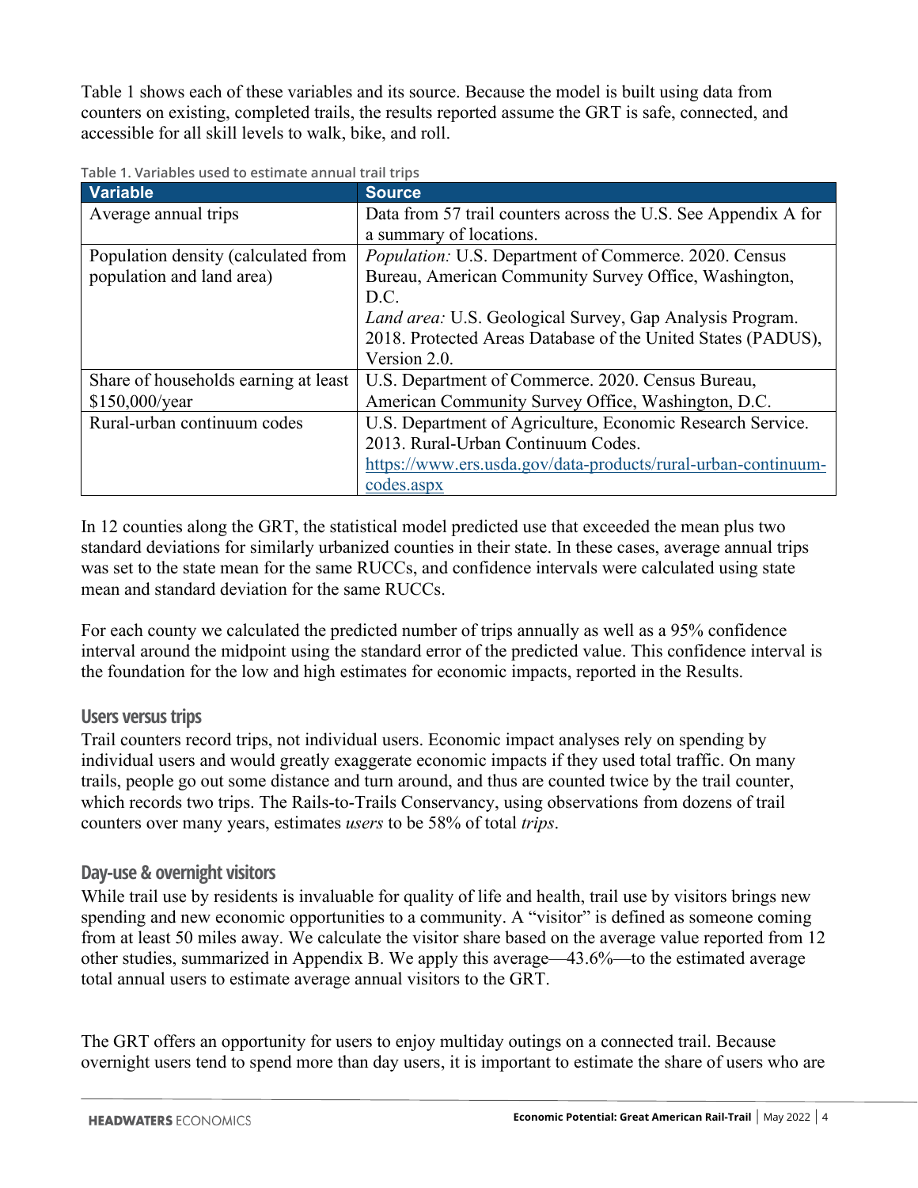Table 1 shows each of these variables and its source. Because the model is built using data from counters on existing, completed trails, the results reported assume the GRT is safe, connected, and accessible for all skill levels to walk, bike, and roll.

**Table 1. Variables used to estimate annual trail trips**

| Variable | Source |
| --- | --- |
| Average annual trips | Data from 57 trail counters across the U.S. See Appendix A for a summary of locations. |
| Population density (calculated from population and land area) | *Population:* U.S. Department of Commerce. 2020. Census Bureau, American Community Survey Office, Washington, D.C.<br>*Land area:* U.S. Geological Survey, Gap Analysis Program. 2018. Protected Areas Database of the United States (PADUS), Version 2.0. |
| Share of households earning at least $150,000/year | U.S. Department of Commerce. 2020. Census Bureau, American Community Survey Office, Washington, D.C. |
| Rural-urban continuum codes | U.S. Department of Agriculture, Economic Research Service. 2013. Rural-Urban Continuum Codes. https://www.ers.usda.gov/data-products/rural-urban-continuum-codes.aspx |

In 12 counties along the GRT, the statistical model predicted use that exceeded the mean plus two standard deviations for similarly urbanized counties in their state. In these cases, average annual trips was set to the state mean for the same RUCCs, and confidence intervals were calculated using state mean and standard deviation for the same RUCCs.

For each county we calculated the predicted number of trips annually as well as a 95% confidence interval around the midpoint using the standard error of the predicted value. This confidence interval is the foundation for the low and high estimates for economic impacts, reported in the Results.

### Users versus trips

Trail counters record trips, not individual users. Economic impact analyses rely on spending by individual users and would greatly exaggerate economic impacts if they used total traffic. On many trails, people go out some distance and turn around, and thus are counted twice by the trail counter, which records two trips. The Rails-to-Trails Conservancy, using observations from dozens of trail counters over many years, estimates *users* to be 58% of total *trips*.

### Day-use & overnight visitors

While trail use by residents is invaluable for quality of life and health, trail use by visitors brings new spending and new economic opportunities to a community. A "visitor" is defined as someone coming from at least 50 miles away. We calculate the visitor share based on the average value reported from 12 other studies, summarized in Appendix B. We apply this average—43.6%—to the estimated average total annual users to estimate average annual visitors to the GRT.

The GRT offers an opportunity for users to enjoy multiday outings on a connected trail. Because overnight users tend to spend more than day users, it is important to estimate the share of users who are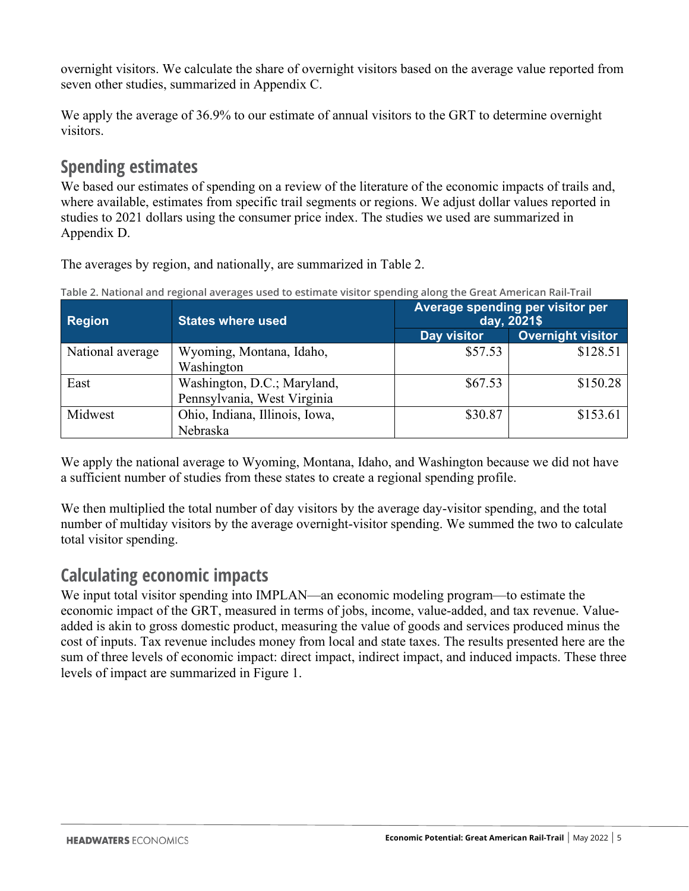overnight visitors. We calculate the share of overnight visitors based on the average value reported from seven other studies, summarized in Appendix C.

We apply the average of 36.9% to our estimate of annual visitors to the GRT to determine overnight visitors.

## Spending estimates

We based our estimates of spending on a review of the literature of the economic impacts of trails and, where available, estimates from specific trail segments or regions. We adjust dollar values reported in studies to 2021 dollars using the consumer price index. The studies we used are summarized in Appendix D.

The averages by region, and nationally, are summarized in Table 2.

Table 2. National and regional averages used to estimate visitor spending along the Great American Rail-Trail

| Region | States where used | Average spending per visitor per day, 2021$ | |
|---|---|---|---|
| | | Day visitor | Overnight visitor |
| National average | Wyoming, Montana, Idaho, Washington | $57.53 | $128.51 |
| East | Washington, D.C.; Maryland, Pennsylvania, West Virginia | $67.53 | $150.28 |
| Midwest | Ohio, Indiana, Illinois, Iowa, Nebraska | $30.87 | $153.61 |

We apply the national average to Wyoming, Montana, Idaho, and Washington because we did not have a sufficient number of studies from these states to create a regional spending profile.

We then multiplied the total number of day visitors by the average day-visitor spending, and the total number of multiday visitors by the average overnight-visitor spending. We summed the two to calculate total visitor spending.

## Calculating economic impacts

We input total visitor spending into IMPLAN—an economic modeling program—to estimate the economic impact of the GRT, measured in terms of jobs, income, value-added, and tax revenue. Value-added is akin to gross domestic product, measuring the value of goods and services produced minus the cost of inputs. Tax revenue includes money from local and state taxes. The results presented here are the sum of three levels of economic impact: direct impact, indirect impact, and induced impacts. These three levels of impact are summarized in Figure 1.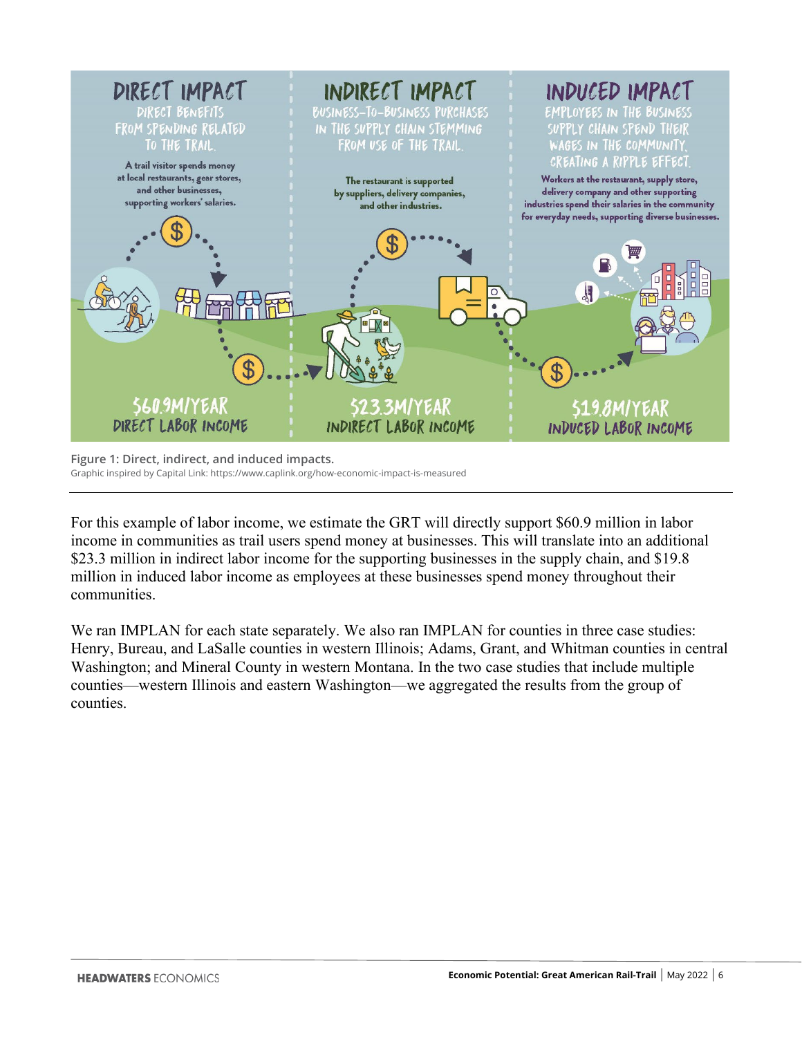**DIRECT IMPACT**

DIRECT BENEFITS FROM SPENDING RELATED TO THE TRAIL.

A trail visitor spends money at local restaurants, gear stores, and other businesses, supporting workers' salaries.

$60.9M/YEAR DIRECT LABOR INCOME

**INDIRECT IMPACT**

BUSINESS-TO-BUSINESS PURCHASES IN THE SUPPLY CHAIN STEMMING FROM USE OF THE TRAIL.

The restaurant is supported by suppliers, delivery companies, and other industries.

$23.3M/YEAR INDIRECT LABOR INCOME

**INDUCED IMPACT**

EMPLOYEES IN THE BUSINESS SUPPLY CHAIN SPEND THEIR WAGES IN THE COMMUNITY, CREATING A RIPPLE EFFECT.

Workers at the restaurant, supply store, delivery company and other supporting industries spend their salaries in the community for everyday needs, supporting diverse businesses.

$19.8M/YEAR INDUCED LABOR INCOME

**Figure 1: Direct, indirect, and induced impacts.**
Graphic inspired by Capital Link: https://www.caplink.org/how-economic-impact-is-measured

For this example of labor income, we estimate the GRT will directly support $60.9 million in labor income in communities as trail users spend money at businesses. This will translate into an additional $23.3 million in indirect labor income for the supporting businesses in the supply chain, and $19.8 million in induced labor income as employees at these businesses spend money throughout their communities.

We ran IMPLAN for each state separately. We also ran IMPLAN for counties in three case studies: Henry, Bureau, and LaSalle counties in western Illinois; Adams, Grant, and Whitman counties in central Washington; and Mineral County in western Montana. In the two case studies that include multiple counties—western Illinois and eastern Washington—we aggregated the results from the group of counties.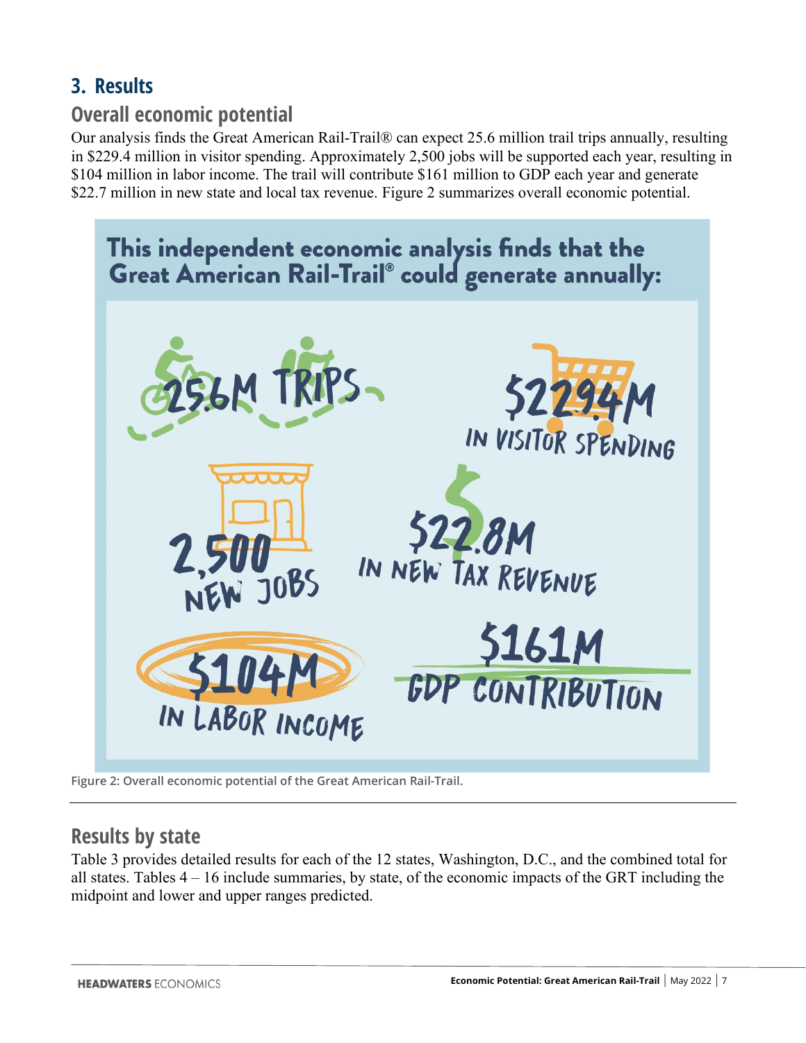## 3. Results

### Overall economic potential

Our analysis finds the Great American Rail-Trail® can expect 25.6 million trail trips annually, resulting in $229.4 million in visitor spending. Approximately 2,500 jobs will be supported each year, resulting in $104 million in labor income. The trail will contribute $161 million to GDP each year and generate $22.7 million in new state and local tax revenue. Figure 2 summarizes overall economic potential.

This independent economic analysis finds that the Great American Rail-Trail® could generate annually:

25.6M TRIPS

$229.4M IN VISITOR SPENDING

2,500 NEW JOBS

$22.8M IN NEW TAX REVENUE

$104M IN LABOR INCOME

$161M GDP CONTRIBUTION

Figure 2: Overall economic potential of the Great American Rail-Trail.

### Results by state

Table 3 provides detailed results for each of the 12 states, Washington, D.C., and the combined total for all states. Tables 4 – 16 include summaries, by state, of the economic impacts of the GRT including the midpoint and lower and upper ranges predicted.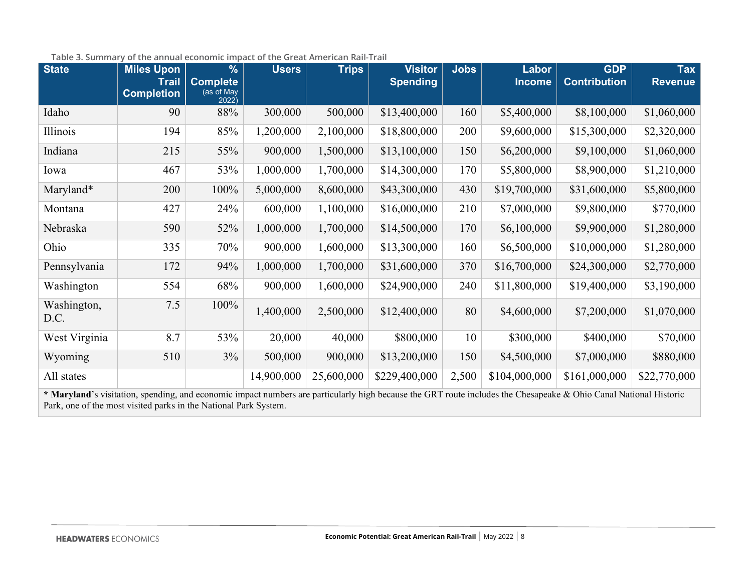Table 3. Summary of the annual economic impact of the Great American Rail-Trail

| State | Miles Upon Trail Completion | % Complete (as of May 2022) | Users | Trips | Visitor Spending | Jobs | Labor Income | GDP Contribution | Tax Revenue |
|---|---|---|---|---|---|---|---|---|---|
| Idaho | 90 | 88% | 300,000 | 500,000 | $13,400,000 | 160 | $5,400,000 | $8,100,000 | $1,060,000 |
| Illinois | 194 | 85% | 1,200,000 | 2,100,000 | $18,800,000 | 200 | $9,600,000 | $15,300,000 | $2,320,000 |
| Indiana | 215 | 55% | 900,000 | 1,500,000 | $13,100,000 | 150 | $6,200,000 | $9,100,000 | $1,060,000 |
| Iowa | 467 | 53% | 1,000,000 | 1,700,000 | $14,300,000 | 170 | $5,800,000 | $8,900,000 | $1,210,000 |
| Maryland* | 200 | 100% | 5,000,000 | 8,600,000 | $43,300,000 | 430 | $19,700,000 | $31,600,000 | $5,800,000 |
| Montana | 427 | 24% | 600,000 | 1,100,000 | $16,000,000 | 210 | $7,000,000 | $9,800,000 | $770,000 |
| Nebraska | 590 | 52% | 1,000,000 | 1,700,000 | $14,500,000 | 170 | $6,100,000 | $9,900,000 | $1,280,000 |
| Ohio | 335 | 70% | 900,000 | 1,600,000 | $13,300,000 | 160 | $6,500,000 | $10,000,000 | $1,280,000 |
| Pennsylvania | 172 | 94% | 1,000,000 | 1,700,000 | $31,600,000 | 370 | $16,700,000 | $24,300,000 | $2,770,000 |
| Washington | 554 | 68% | 900,000 | 1,600,000 | $24,900,000 | 240 | $11,800,000 | $19,400,000 | $3,190,000 |
| Washington, D.C. | 7.5 | 100% | 1,400,000 | 2,500,000 | $12,400,000 | 80 | $4,600,000 | $7,200,000 | $1,070,000 |
| West Virginia | 8.7 | 53% | 20,000 | 40,000 | $800,000 | 10 | $300,000 | $400,000 | $70,000 |
| Wyoming | 510 | 3% | 500,000 | 900,000 | $13,200,000 | 150 | $4,500,000 | $7,000,000 | $880,000 |
| All states | | | 14,900,000 | 25,600,000 | $229,400,000 | 2,500 | $104,000,000 | $161,000,000 | $22,770,000 |

* **Maryland**'s visitation, spending, and economic impact numbers are particularly high because the GRT route includes the Chesapeake & Ohio Canal National Historic Park, one of the most visited parks in the National Park System.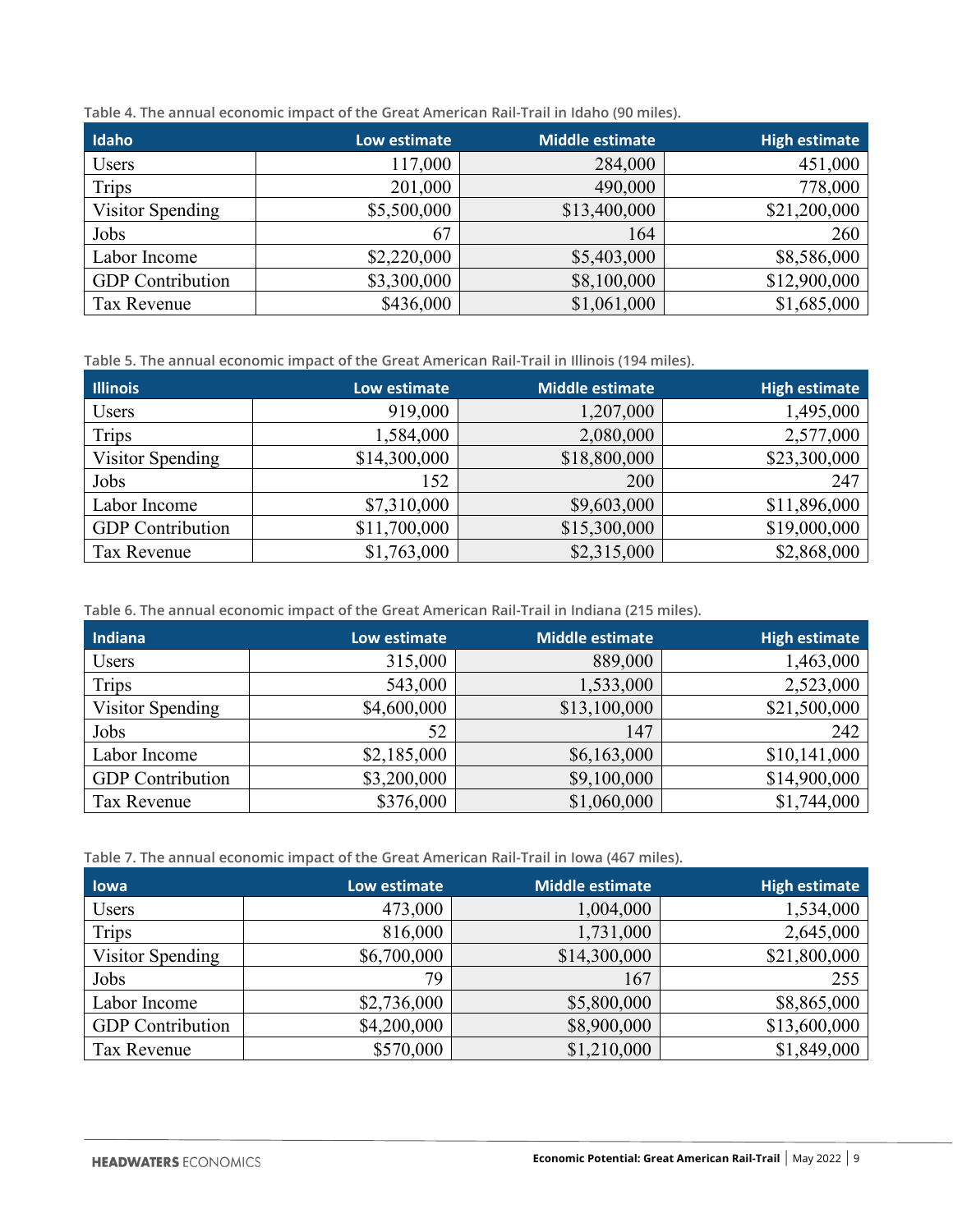Table 4. The annual economic impact of the Great American Rail-Trail in Idaho (90 miles).

| Idaho | Low estimate | Middle estimate | High estimate |
|---|---|---|---|
| Users | 117,000 | 284,000 | 451,000 |
| Trips | 201,000 | 490,000 | 778,000 |
| Visitor Spending | $5,500,000 | $13,400,000 | $21,200,000 |
| Jobs | 67 | 164 | 260 |
| Labor Income | $2,220,000 | $5,403,000 | $8,586,000 |
| GDP Contribution | $3,300,000 | $8,100,000 | $12,900,000 |
| Tax Revenue | $436,000 | $1,061,000 | $1,685,000 |

Table 5. The annual economic impact of the Great American Rail-Trail in Illinois (194 miles).

| Illinois | Low estimate | Middle estimate | High estimate |
|---|---|---|---|
| Users | 919,000 | 1,207,000 | 1,495,000 |
| Trips | 1,584,000 | 2,080,000 | 2,577,000 |
| Visitor Spending | $14,300,000 | $18,800,000 | $23,300,000 |
| Jobs | 152 | 200 | 247 |
| Labor Income | $7,310,000 | $9,603,000 | $11,896,000 |
| GDP Contribution | $11,700,000 | $15,300,000 | $19,000,000 |
| Tax Revenue | $1,763,000 | $2,315,000 | $2,868,000 |

Table 6. The annual economic impact of the Great American Rail-Trail in Indiana (215 miles).

| Indiana | Low estimate | Middle estimate | High estimate |
|---|---|---|---|
| Users | 315,000 | 889,000 | 1,463,000 |
| Trips | 543,000 | 1,533,000 | 2,523,000 |
| Visitor Spending | $4,600,000 | $13,100,000 | $21,500,000 |
| Jobs | 52 | 147 | 242 |
| Labor Income | $2,185,000 | $6,163,000 | $10,141,000 |
| GDP Contribution | $3,200,000 | $9,100,000 | $14,900,000 |
| Tax Revenue | $376,000 | $1,060,000 | $1,744,000 |

Table 7. The annual economic impact of the Great American Rail-Trail in Iowa (467 miles).

| Iowa | Low estimate | Middle estimate | High estimate |
|---|---|---|---|
| Users | 473,000 | 1,004,000 | 1,534,000 |
| Trips | 816,000 | 1,731,000 | 2,645,000 |
| Visitor Spending | $6,700,000 | $14,300,000 | $21,800,000 |
| Jobs | 79 | 167 | 255 |
| Labor Income | $2,736,000 | $5,800,000 | $8,865,000 |
| GDP Contribution | $4,200,000 | $8,900,000 | $13,600,000 |
| Tax Revenue | $570,000 | $1,210,000 | $1,849,000 |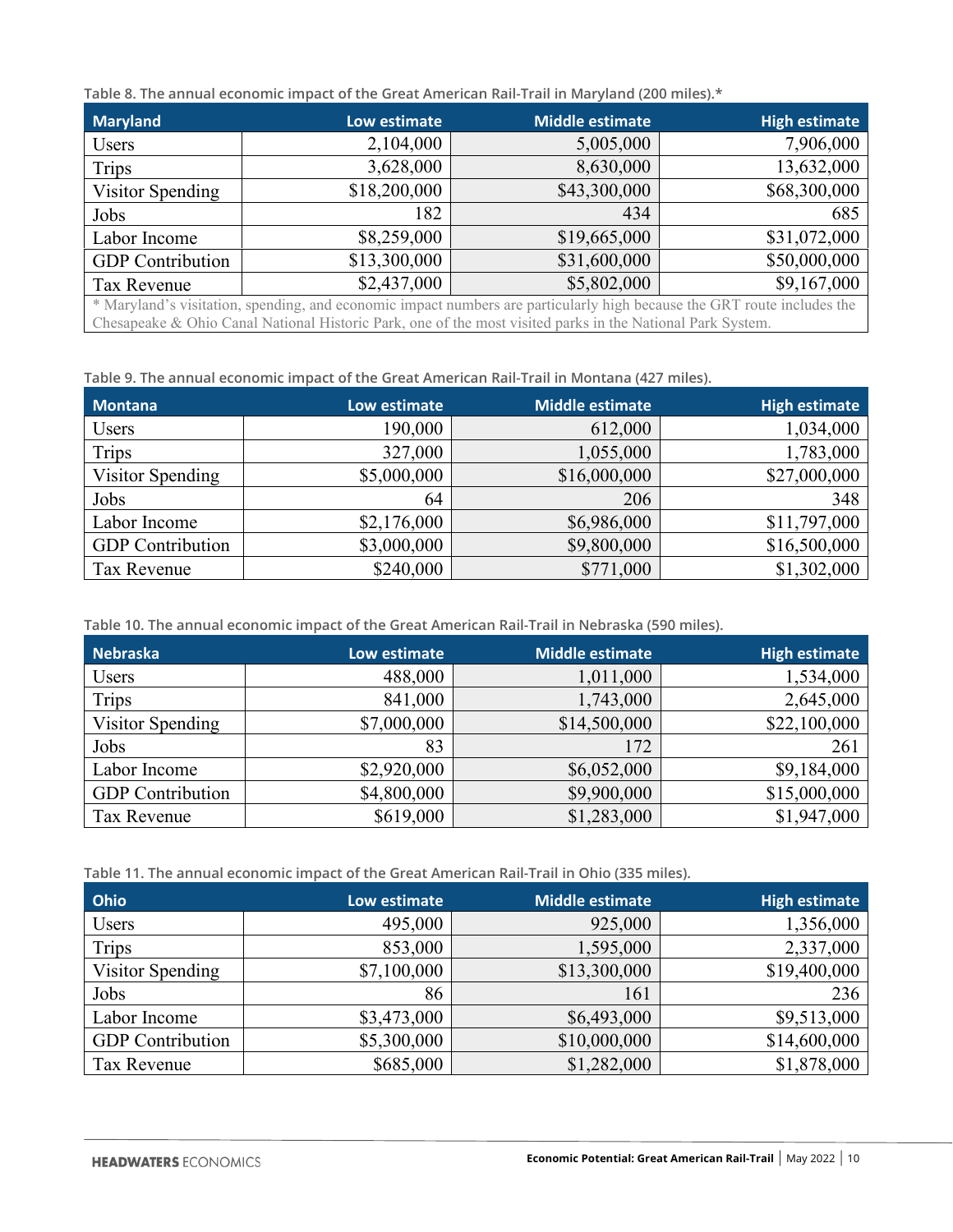Table 8. The annual economic impact of the Great American Rail-Trail in Maryland (200 miles).*

| Maryland | Low estimate | Middle estimate | High estimate |
|---|---|---|---|
| Users | 2,104,000 | 5,005,000 | 7,906,000 |
| Trips | 3,628,000 | 8,630,000 | 13,632,000 |
| Visitor Spending | $18,200,000 | $43,300,000 | $68,300,000 |
| Jobs | 182 | 434 | 685 |
| Labor Income | $8,259,000 | $19,665,000 | $31,072,000 |
| GDP Contribution | $13,300,000 | $31,600,000 | $50,000,000 |
| Tax Revenue | $2,437,000 | $5,802,000 | $9,167,000 |
| * Maryland's visitation, spending, and economic impact numbers are particularly high because the GRT route includes the Chesapeake & Ohio Canal National Historic Park, one of the most visited parks in the National Park System. | | | |

Table 9. The annual economic impact of the Great American Rail-Trail in Montana (427 miles).

| Montana | Low estimate | Middle estimate | High estimate |
|---|---|---|---|
| Users | 190,000 | 612,000 | 1,034,000 |
| Trips | 327,000 | 1,055,000 | 1,783,000 |
| Visitor Spending | $5,000,000 | $16,000,000 | $27,000,000 |
| Jobs | 64 | 206 | 348 |
| Labor Income | $2,176,000 | $6,986,000 | $11,797,000 |
| GDP Contribution | $3,000,000 | $9,800,000 | $16,500,000 |
| Tax Revenue | $240,000 | $771,000 | $1,302,000 |

Table 10. The annual economic impact of the Great American Rail-Trail in Nebraska (590 miles).

| Nebraska | Low estimate | Middle estimate | High estimate |
|---|---|---|---|
| Users | 488,000 | 1,011,000 | 1,534,000 |
| Trips | 841,000 | 1,743,000 | 2,645,000 |
| Visitor Spending | $7,000,000 | $14,500,000 | $22,100,000 |
| Jobs | 83 | 172 | 261 |
| Labor Income | $2,920,000 | $6,052,000 | $9,184,000 |
| GDP Contribution | $4,800,000 | $9,900,000 | $15,000,000 |
| Tax Revenue | $619,000 | $1,283,000 | $1,947,000 |

Table 11. The annual economic impact of the Great American Rail-Trail in Ohio (335 miles).

| Ohio | Low estimate | Middle estimate | High estimate |
|---|---|---|---|
| Users | 495,000 | 925,000 | 1,356,000 |
| Trips | 853,000 | 1,595,000 | 2,337,000 |
| Visitor Spending | $7,100,000 | $13,300,000 | $19,400,000 |
| Jobs | 86 | 161 | 236 |
| Labor Income | $3,473,000 | $6,493,000 | $9,513,000 |
| GDP Contribution | $5,300,000 | $10,000,000 | $14,600,000 |
| Tax Revenue | $685,000 | $1,282,000 | $1,878,000 |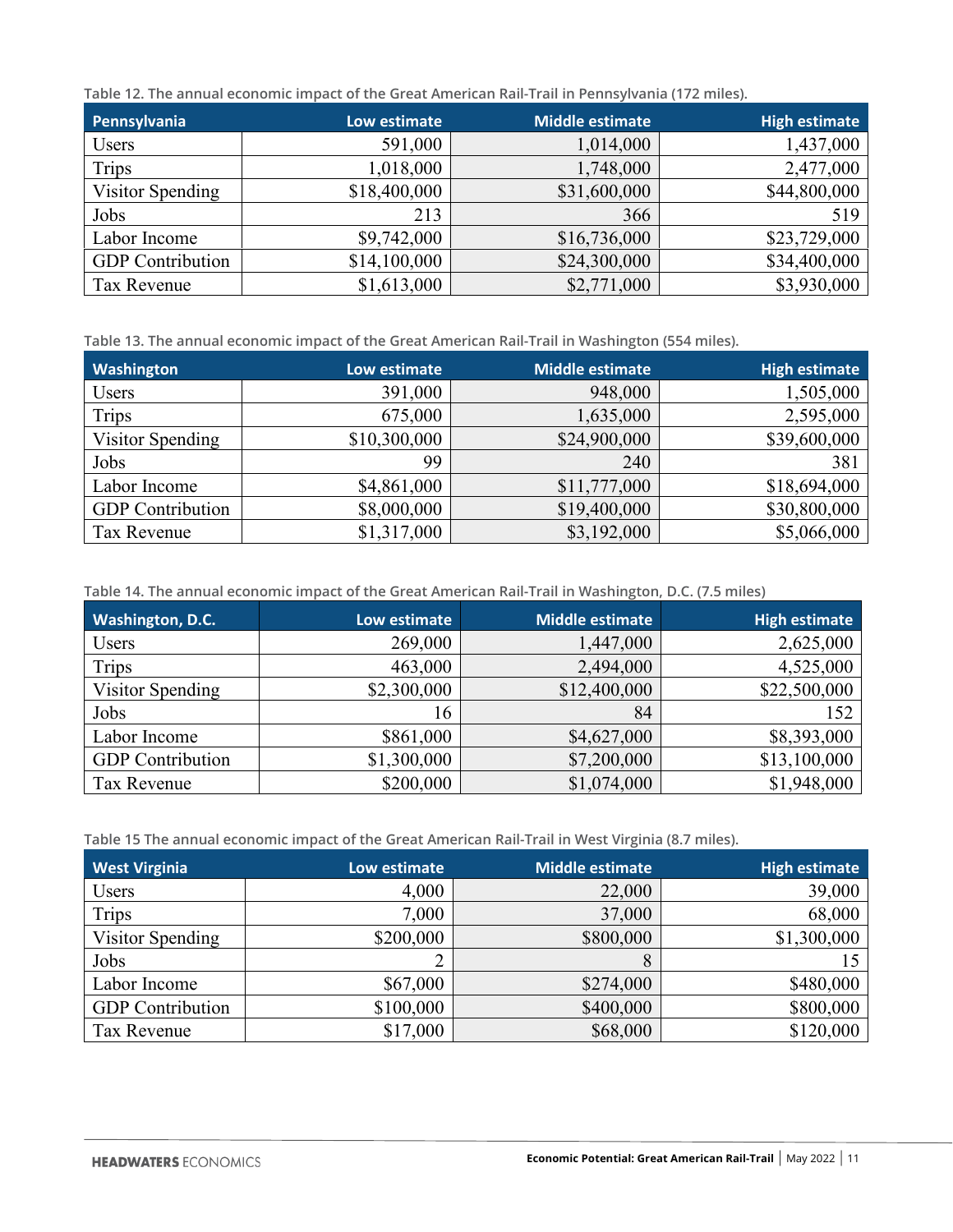Table 12. The annual economic impact of the Great American Rail-Trail in Pennsylvania (172 miles).

| Pennsylvania | Low estimate | Middle estimate | High estimate |
|---|---|---|---|
| Users | 591,000 | 1,014,000 | 1,437,000 |
| Trips | 1,018,000 | 1,748,000 | 2,477,000 |
| Visitor Spending | $18,400,000 | $31,600,000 | $44,800,000 |
| Jobs | 213 | 366 | 519 |
| Labor Income | $9,742,000 | $16,736,000 | $23,729,000 |
| GDP Contribution | $14,100,000 | $24,300,000 | $34,400,000 |
| Tax Revenue | $1,613,000 | $2,771,000 | $3,930,000 |

Table 13. The annual economic impact of the Great American Rail-Trail in Washington (554 miles).

| Washington | Low estimate | Middle estimate | High estimate |
|---|---|---|---|
| Users | 391,000 | 948,000 | 1,505,000 |
| Trips | 675,000 | 1,635,000 | 2,595,000 |
| Visitor Spending | $10,300,000 | $24,900,000 | $39,600,000 |
| Jobs | 99 | 240 | 381 |
| Labor Income | $4,861,000 | $11,777,000 | $18,694,000 |
| GDP Contribution | $8,000,000 | $19,400,000 | $30,800,000 |
| Tax Revenue | $1,317,000 | $3,192,000 | $5,066,000 |

Table 14. The annual economic impact of the Great American Rail-Trail in Washington, D.C. (7.5 miles)

| Washington, D.C. | Low estimate | Middle estimate | High estimate |
|---|---|---|---|
| Users | 269,000 | 1,447,000 | 2,625,000 |
| Trips | 463,000 | 2,494,000 | 4,525,000 |
| Visitor Spending | $2,300,000 | $12,400,000 | $22,500,000 |
| Jobs | 16 | 84 | 152 |
| Labor Income | $861,000 | $4,627,000 | $8,393,000 |
| GDP Contribution | $1,300,000 | $7,200,000 | $13,100,000 |
| Tax Revenue | $200,000 | $1,074,000 | $1,948,000 |

Table 15 The annual economic impact of the Great American Rail-Trail in West Virginia (8.7 miles).

| West Virginia | Low estimate | Middle estimate | High estimate |
|---|---|---|---|
| Users | 4,000 | 22,000 | 39,000 |
| Trips | 7,000 | 37,000 | 68,000 |
| Visitor Spending | $200,000 | $800,000 | $1,300,000 |
| Jobs | 2 | 8 | 15 |
| Labor Income | $67,000 | $274,000 | $480,000 |
| GDP Contribution | $100,000 | $400,000 | $800,000 |
| Tax Revenue | $17,000 | $68,000 | $120,000 |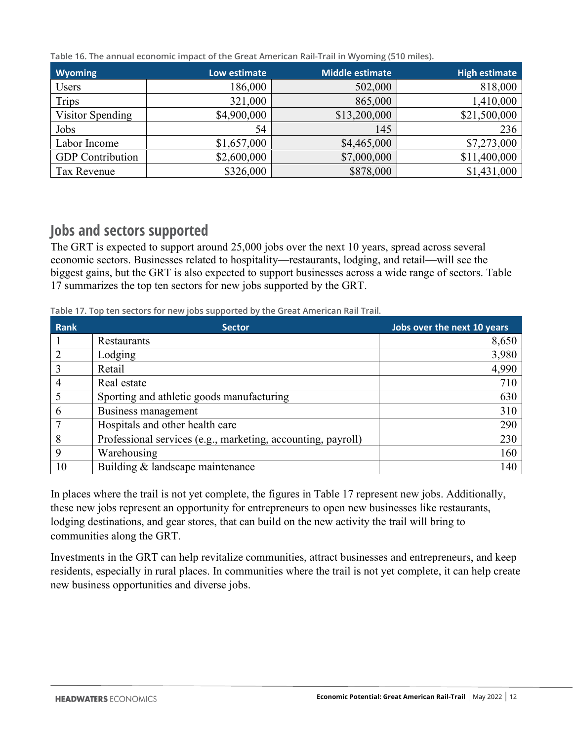Table 16. The annual economic impact of the Great American Rail-Trail in Wyoming (510 miles).

| Wyoming | Low estimate | Middle estimate | High estimate |
|---|---|---|---|
| Users | 186,000 | 502,000 | 818,000 |
| Trips | 321,000 | 865,000 | 1,410,000 |
| Visitor Spending | $4,900,000 | $13,200,000 | $21,500,000 |
| Jobs | 54 | 145 | 236 |
| Labor Income | $1,657,000 | $4,465,000 | $7,273,000 |
| GDP Contribution | $2,600,000 | $7,000,000 | $11,400,000 |
| Tax Revenue | $326,000 | $878,000 | $1,431,000 |

## Jobs and sectors supported

The GRT is expected to support around 25,000 jobs over the next 10 years, spread across several economic sectors. Businesses related to hospitality—restaurants, lodging, and retail—will see the biggest gains, but the GRT is also expected to support businesses across a wide range of sectors. Table 17 summarizes the top ten sectors for new jobs supported by the GRT.

Table 17. Top ten sectors for new jobs supported by the Great American Rail-Trail.

| Rank | Sector | Jobs over the next 10 years |
|---|---|---|
| 1 | Restaurants | 8,650 |
| 2 | Lodging | 3,980 |
| 3 | Retail | 4,990 |
| 4 | Real estate | 710 |
| 5 | Sporting and athletic goods manufacturing | 630 |
| 6 | Business management | 310 |
| 7 | Hospitals and other health care | 290 |
| 8 | Professional services (e.g., marketing, accounting, payroll) | 230 |
| 9 | Warehousing | 160 |
| 10 | Building & landscape maintenance | 140 |

In places where the trail is not yet complete, the figures in Table 17 represent new jobs. Additionally, these new jobs represent an opportunity for entrepreneurs to open new businesses like restaurants, lodging destinations, and gear stores, that can build on the new activity the trail will bring to communities along the GRT.

Investments in the GRT can help revitalize communities, attract businesses and entrepreneurs, and keep residents, especially in rural places. In communities where the trail is not yet complete, it can help create new business opportunities and diverse jobs.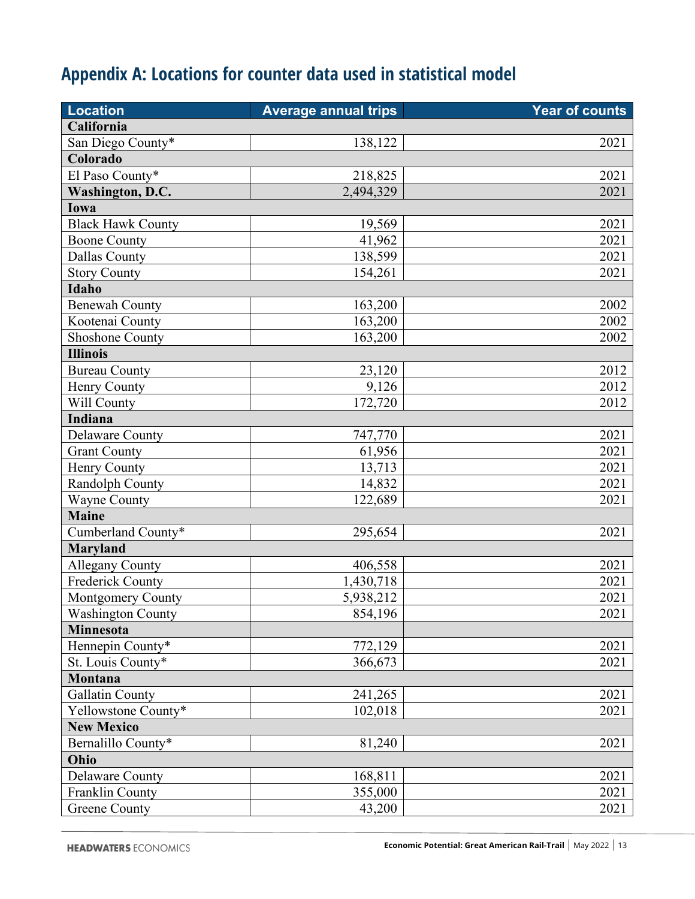## Appendix A: Locations for counter data used in statistical model

| Location | Average annual trips | Year of counts |
|---|---:|---:|
| **California** | | |
| San Diego County* | 138,122 | 2021 |
| **Colorado** | | |
| El Paso County* | 218,825 | 2021 |
| **Washington, D.C.** | 2,494,329 | 2021 |
| **Iowa** | | |
| Black Hawk County | 19,569 | 2021 |
| Boone County | 41,962 | 2021 |
| Dallas County | 138,599 | 2021 |
| Story County | 154,261 | 2021 |
| **Idaho** | | |
| Benewah County | 163,200 | 2002 |
| Kootenai County | 163,200 | 2002 |
| Shoshone County | 163,200 | 2002 |
| **Illinois** | | |
| Bureau County | 23,120 | 2012 |
| Henry County | 9,126 | 2012 |
| Will County | 172,720 | 2012 |
| **Indiana** | | |
| Delaware County | 747,770 | 2021 |
| Grant County | 61,956 | 2021 |
| Henry County | 13,713 | 2021 |
| Randolph County | 14,832 | 2021 |
| Wayne County | 122,689 | 2021 |
| **Maine** | | |
| Cumberland County* | 295,654 | 2021 |
| **Maryland** | | |
| Allegany County | 406,558 | 2021 |
| Frederick County | 1,430,718 | 2021 |
| Montgomery County | 5,938,212 | 2021 |
| Washington County | 854,196 | 2021 |
| **Minnesota** | | |
| Hennepin County* | 772,129 | 2021 |
| St. Louis County* | 366,673 | 2021 |
| **Montana** | | |
| Gallatin County | 241,265 | 2021 |
| Yellowstone County* | 102,018 | 2021 |
| **New Mexico** | | |
| Bernalillo County* | 81,240 | 2021 |
| **Ohio** | | |
| Delaware County | 168,811 | 2021 |
| Franklin County | 355,000 | 2021 |
| Greene County | 43,200 | 2021 |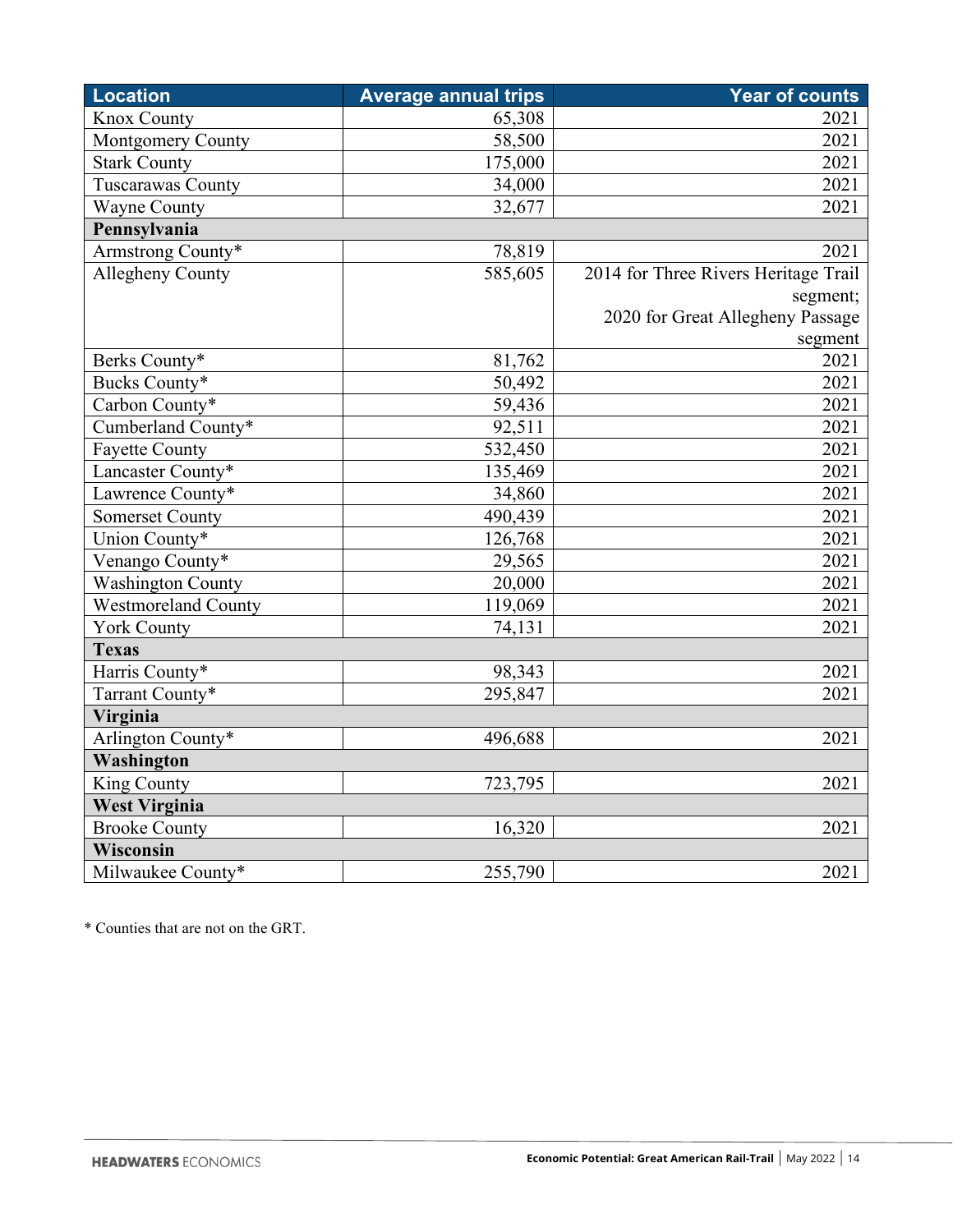| Location | Average annual trips | Year of counts |
|---|---|---|
| Knox County | 65,308 | 2021 |
| Montgomery County | 58,500 | 2021 |
| Stark County | 175,000 | 2021 |
| Tuscarawas County | 34,000 | 2021 |
| Wayne County | 32,677 | 2021 |
| **Pennsylvania** | | |
| Armstrong County* | 78,819 | 2021 |
| Allegheny County | 585,605 | 2014 for Three Rivers Heritage Trail segment; 2020 for Great Allegheny Passage segment |
| Berks County* | 81,762 | 2021 |
| Bucks County* | 50,492 | 2021 |
| Carbon County* | 59,436 | 2021 |
| Cumberland County* | 92,511 | 2021 |
| Fayette County | 532,450 | 2021 |
| Lancaster County* | 135,469 | 2021 |
| Lawrence County* | 34,860 | 2021 |
| Somerset County | 490,439 | 2021 |
| Union County* | 126,768 | 2021 |
| Venango County* | 29,565 | 2021 |
| Washington County | 20,000 | 2021 |
| Westmoreland County | 119,069 | 2021 |
| York County | 74,131 | 2021 |
| **Texas** | | |
| Harris County* | 98,343 | 2021 |
| Tarrant County* | 295,847 | 2021 |
| **Virginia** | | |
| Arlington County* | 496,688 | 2021 |
| **Washington** | | |
| King County | 723,795 | 2021 |
| **West Virginia** | | |
| Brooke County | 16,320 | 2021 |
| **Wisconsin** | | |
| Milwaukee County* | 255,790 | 2021 |

* Counties that are not on the GRT.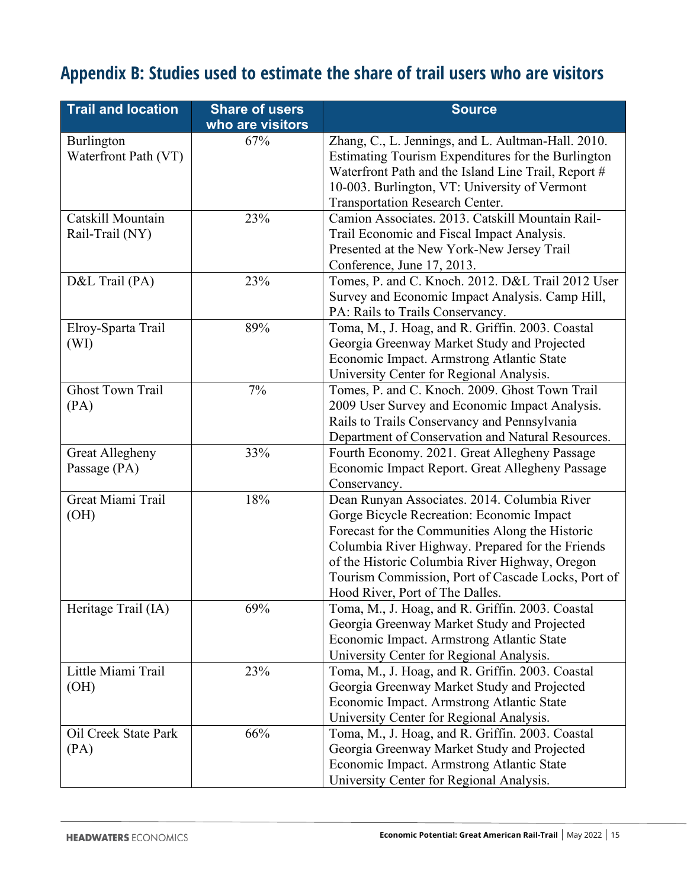## Appendix B: Studies used to estimate the share of trail users who are visitors

| Trail and location | Share of users who are visitors | Source |
|---|---|---|
| Burlington Waterfront Path (VT) | 67% | Zhang, C., L. Jennings, and L. Aultman-Hall. 2010. Estimating Tourism Expenditures for the Burlington Waterfront Path and the Island Line Trail, Report # 10-003. Burlington, VT: University of Vermont Transportation Research Center. |
| Catskill Mountain Rail-Trail (NY) | 23% | Camion Associates. 2013. Catskill Mountain Rail-Trail Economic and Fiscal Impact Analysis. Presented at the New York-New Jersey Trail Conference, June 17, 2013. |
| D&L Trail (PA) | 23% | Tomes, P. and C. Knoch. 2012. D&L Trail 2012 User Survey and Economic Impact Analysis. Camp Hill, PA: Rails to Trails Conservancy. |
| Elroy-Sparta Trail (WI) | 89% | Toma, M., J. Hoag, and R. Griffin. 2003. Coastal Georgia Greenway Market Study and Projected Economic Impact. Armstrong Atlantic State University Center for Regional Analysis. |
| Ghost Town Trail (PA) | 7% | Tomes, P. and C. Knoch. 2009. Ghost Town Trail 2009 User Survey and Economic Impact Analysis. Rails to Trails Conservancy and Pennsylvania Department of Conservation and Natural Resources. |
| Great Allegheny Passage (PA) | 33% | Fourth Economy. 2021. Great Allegheny Passage Economic Impact Report. Great Allegheny Passage Conservancy. |
| Great Miami Trail (OH) | 18% | Dean Runyan Associates. 2014. Columbia River Gorge Bicycle Recreation: Economic Impact Forecast for the Communities Along the Historic Columbia River Highway. Prepared for the Friends of the Historic Columbia River Highway, Oregon Tourism Commission, Port of Cascade Locks, Port of Hood River, Port of The Dalles. |
| Heritage Trail (IA) | 69% | Toma, M., J. Hoag, and R. Griffin. 2003. Coastal Georgia Greenway Market Study and Projected Economic Impact. Armstrong Atlantic State University Center for Regional Analysis. |
| Little Miami Trail (OH) | 23% | Toma, M., J. Hoag, and R. Griffin. 2003. Coastal Georgia Greenway Market Study and Projected Economic Impact. Armstrong Atlantic State University Center for Regional Analysis. |
| Oil Creek State Park (PA) | 66% | Toma, M., J. Hoag, and R. Griffin. 2003. Coastal Georgia Greenway Market Study and Projected Economic Impact. Armstrong Atlantic State University Center for Regional Analysis. |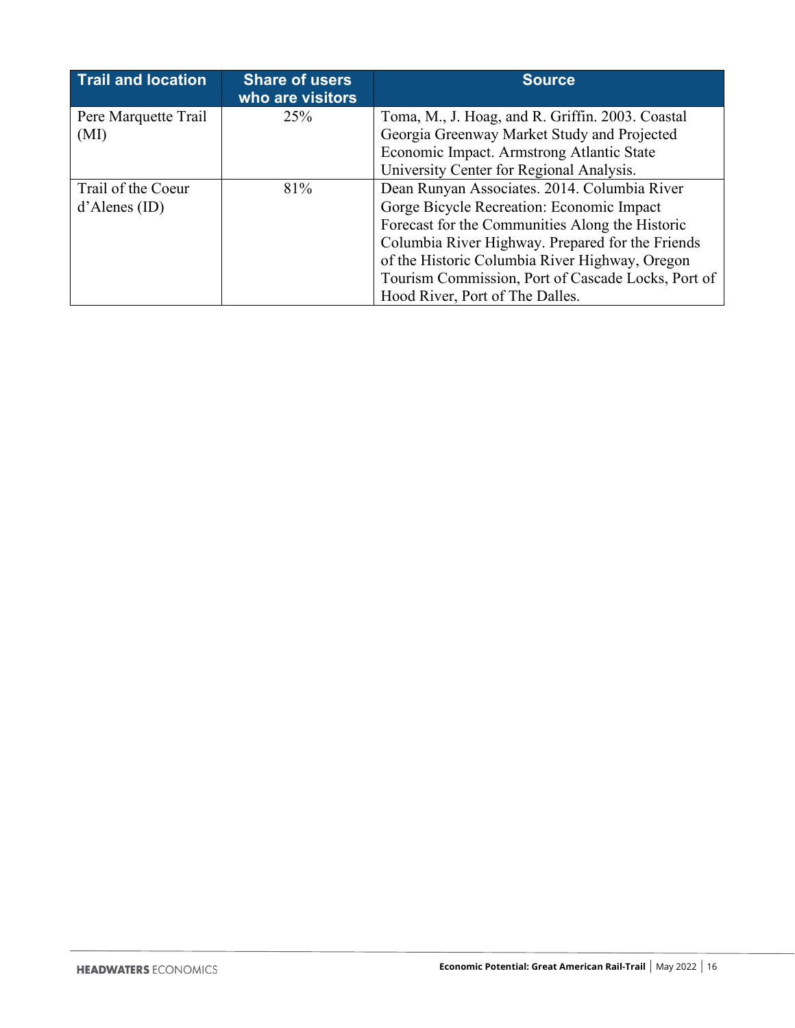| Trail and location | Share of users who are visitors | Source |
|---|---|---|
| Pere Marquette Trail (MI) | 25% | Toma, M., J. Hoag, and R. Griffin. 2003. Coastal Georgia Greenway Market Study and Projected Economic Impact. Armstrong Atlantic State University Center for Regional Analysis. |
| Trail of the Coeur d'Alenes (ID) | 81% | Dean Runyan Associates. 2014. Columbia River Gorge Bicycle Recreation: Economic Impact Forecast for the Communities Along the Historic Columbia River Highway. Prepared for the Friends of the Historic Columbia River Highway, Oregon Tourism Commission, Port of Cascade Locks, Port of Hood River, Port of The Dalles. |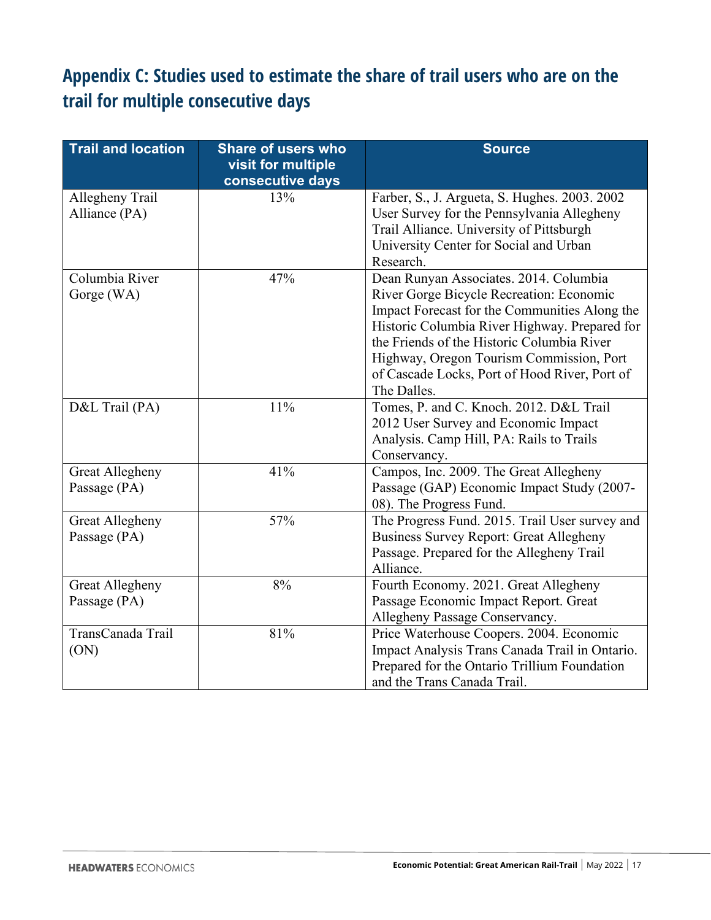## Appendix C: Studies used to estimate the share of trail users who are on the trail for multiple consecutive days

| Trail and location | Share of users who visit for multiple consecutive days | Source |
|---|---|---|
| Allegheny Trail Alliance (PA) | 13% | Farber, S., J. Argueta, S. Hughes. 2003. 2002 User Survey for the Pennsylvania Allegheny Trail Alliance. University of Pittsburgh University Center for Social and Urban Research. |
| Columbia River Gorge (WA) | 47% | Dean Runyan Associates. 2014. Columbia River Gorge Bicycle Recreation: Economic Impact Forecast for the Communities Along the Historic Columbia River Highway. Prepared for the Friends of the Historic Columbia River Highway, Oregon Tourism Commission, Port of Cascade Locks, Port of Hood River, Port of The Dalles. |
| D&L Trail (PA) | 11% | Tomes, P. and C. Knoch. 2012. D&L Trail 2012 User Survey and Economic Impact Analysis. Camp Hill, PA: Rails to Trails Conservancy. |
| Great Allegheny Passage (PA) | 41% | Campos, Inc. 2009. The Great Allegheny Passage (GAP) Economic Impact Study (2007-08). The Progress Fund. |
| Great Allegheny Passage (PA) | 57% | The Progress Fund. 2015. Trail User survey and Business Survey Report: Great Allegheny Passage. Prepared for the Allegheny Trail Alliance. |
| Great Allegheny Passage (PA) | 8% | Fourth Economy. 2021. Great Allegheny Passage Economic Impact Report. Great Allegheny Passage Conservancy. |
| TransCanada Trail (ON) | 81% | Price Waterhouse Coopers. 2004. Economic Impact Analysis Trans Canada Trail in Ontario. Prepared for the Ontario Trillium Foundation and the Trans Canada Trail. |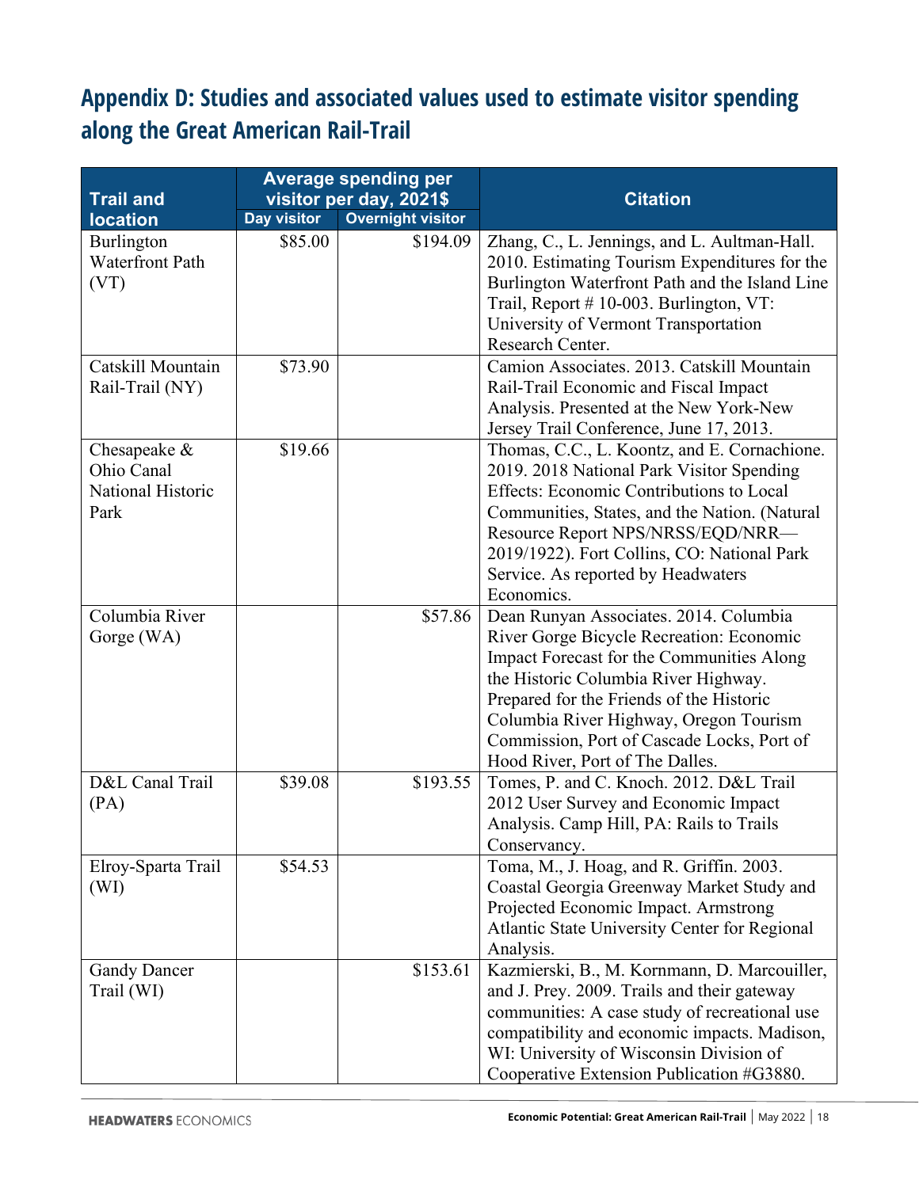## Appendix D: Studies and associated values used to estimate visitor spending along the Great American Rail-Trail

| Trail and location | Average spending per visitor per day, 2021$ | | Citation |
|---|---|---|---|
| | Day visitor | Overnight visitor | |
| Burlington Waterfront Path (VT) | $85.00 | $194.09 | Zhang, C., L. Jennings, and L. Aultman-Hall. 2010. Estimating Tourism Expenditures for the Burlington Waterfront Path and the Island Line Trail, Report # 10-003. Burlington, VT: University of Vermont Transportation Research Center. |
| Catskill Mountain Rail-Trail (NY) | $73.90 | | Camion Associates. 2013. Catskill Mountain Rail-Trail Economic and Fiscal Impact Analysis. Presented at the New York-New Jersey Trail Conference, June 17, 2013. |
| Chesapeake & Ohio Canal National Historic Park | $19.66 | | Thomas, C.C., L. Koontz, and E. Cornachione. 2019. 2018 National Park Visitor Spending Effects: Economic Contributions to Local Communities, States, and the Nation. (Natural Resource Report NPS/NRSS/EQD/NRR—2019/1922). Fort Collins, CO: National Park Service. As reported by Headwaters Economics. |
| Columbia River Gorge (WA) | | $57.86 | Dean Runyan Associates. 2014. Columbia River Gorge Bicycle Recreation: Economic Impact Forecast for the Communities Along the Historic Columbia River Highway. Prepared for the Friends of the Historic Columbia River Highway, Oregon Tourism Commission, Port of Cascade Locks, Port of Hood River, Port of The Dalles. |
| D&L Canal Trail (PA) | $39.08 | $193.55 | Tomes, P. and C. Knoch. 2012. D&L Trail 2012 User Survey and Economic Impact Analysis. Camp Hill, PA: Rails to Trails Conservancy. |
| Elroy-Sparta Trail (WI) | $54.53 | | Toma, M., J. Hoag, and R. Griffin. 2003. Coastal Georgia Greenway Market Study and Projected Economic Impact. Armstrong Atlantic State University Center for Regional Analysis. |
| Gandy Dancer Trail (WI) | | $153.61 | Kazmierski, B., M. Kornmann, D. Marcouiller, and J. Prey. 2009. Trails and their gateway communities: A case study of recreational use compatibility and economic impacts. Madison, WI: University of Wisconsin Division of Cooperative Extension Publication #G3880. |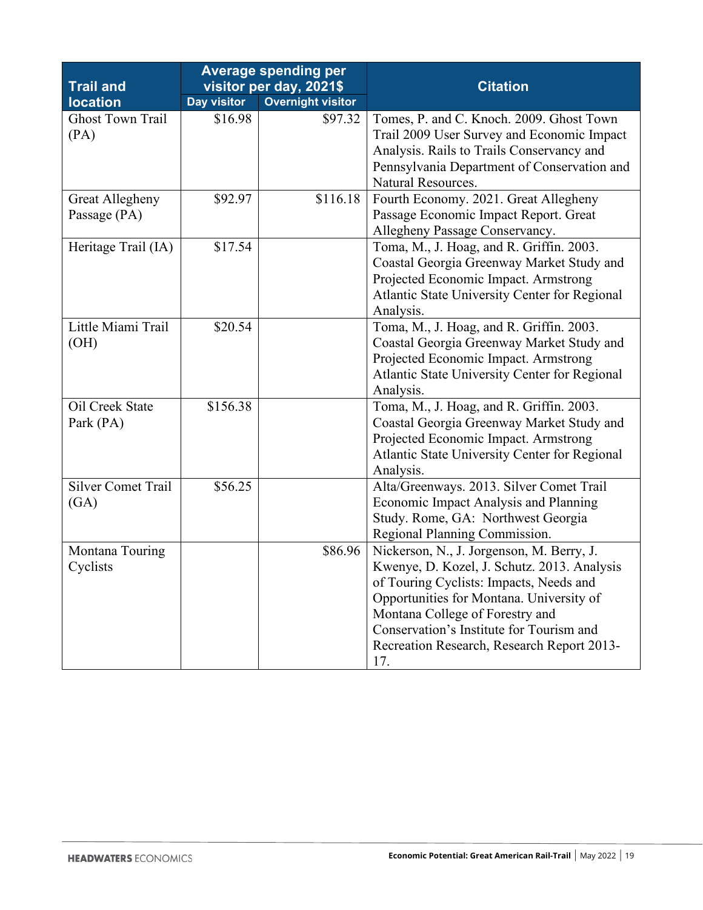| Trail and location | Average spending per visitor per day, 2021$ | | Citation |
|---|---|---|---|
| | Day visitor | Overnight visitor | |
| Ghost Town Trail (PA) | $16.98 | $97.32 | Tomes, P. and C. Knoch. 2009. Ghost Town Trail 2009 User Survey and Economic Impact Analysis. Rails to Trails Conservancy and Pennsylvania Department of Conservation and Natural Resources. |
| Great Allegheny Passage (PA) | $92.97 | $116.18 | Fourth Economy. 2021. Great Allegheny Passage Economic Impact Report. Great Allegheny Passage Conservancy. |
| Heritage Trail (IA) | $17.54 | | Toma, M., J. Hoag, and R. Griffin. 2003. Coastal Georgia Greenway Market Study and Projected Economic Impact. Armstrong Atlantic State University Center for Regional Analysis. |
| Little Miami Trail (OH) | $20.54 | | Toma, M., J. Hoag, and R. Griffin. 2003. Coastal Georgia Greenway Market Study and Projected Economic Impact. Armstrong Atlantic State University Center for Regional Analysis. |
| Oil Creek State Park (PA) | $156.38 | | Toma, M., J. Hoag, and R. Griffin. 2003. Coastal Georgia Greenway Market Study and Projected Economic Impact. Armstrong Atlantic State University Center for Regional Analysis. |
| Silver Comet Trail (GA) | $56.25 | | Alta/Greenways. 2013. Silver Comet Trail Economic Impact Analysis and Planning Study. Rome, GA: Northwest Georgia Regional Planning Commission. |
| Montana Touring Cyclists | | $86.96 | Nickerson, N., J. Jorgenson, M. Berry, J. Kwenye, D. Kozel, J. Schutz. 2013. Analysis of Touring Cyclists: Impacts, Needs and Opportunities for Montana. University of Montana College of Forestry and Conservation's Institute for Tourism and Recreation Research, Research Report 2013-17. |